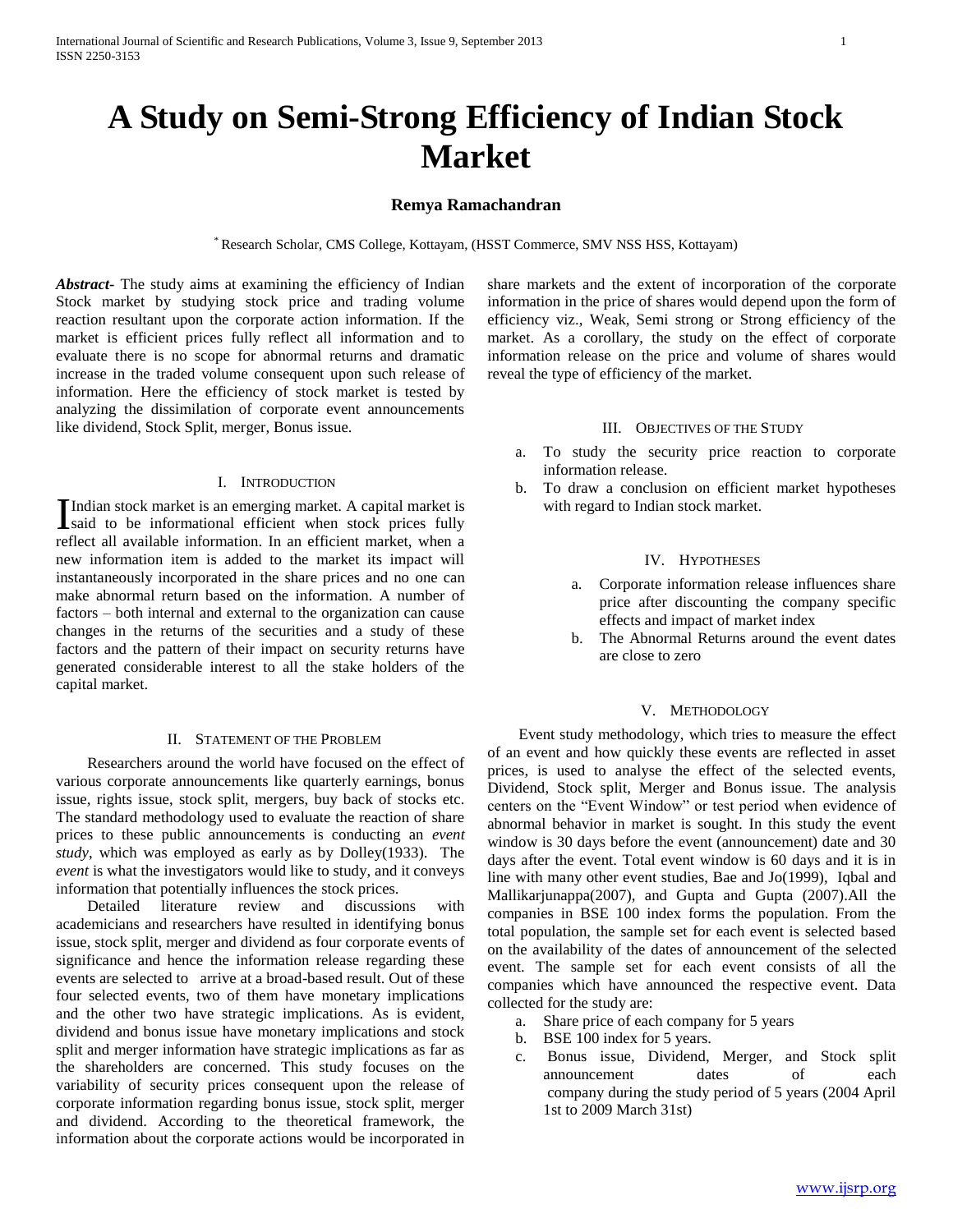# A Study on Semi-Strong Efficiency of Indian Stock Market

**Remya Ramachandran**

* Research Scholar, CMS College, Kottayam, (HSST Commerce, SMV NSS HSS, Kottayam)

***Abstract-*** The study aims at examining the efficiency of Indian Stock market by studying stock price and trading volume reaction resultant upon the corporate action information. If the market is efficient prices fully reflect all information and to evaluate there is no scope for abnormal returns and dramatic increase in the traded volume consequent upon such release of information. Here the efficiency of stock market is tested by analyzing the dissimilation of corporate event announcements like dividend, Stock Split, merger, Bonus issue.

## I. Introduction

Indian stock market is an emerging market. A capital market is said to be informational efficient when stock prices fully reflect all available information. In an efficient market, when a new information item is added to the market its impact will instantaneously incorporated in the share prices and no one can make abnormal return based on the information. A number of factors – both internal and external to the organization can cause changes in the returns of the securities and a study of these factors and the pattern of their impact on security returns have generated considerable interest to all the stake holders of the capital market.

## II. Statement of the Problem

Researchers around the world have focused on the effect of various corporate announcements like quarterly earnings, bonus issue, rights issue, stock split, mergers, buy back of stocks etc. The standard methodology used to evaluate the reaction of share prices to these public announcements is conducting an *event study*, which was employed as early as by Dolley(1933). The *event* is what the investigators would like to study, and it conveys information that potentially influences the stock prices.

Detailed literature review and discussions with academicians and researchers have resulted in identifying bonus issue, stock split, merger and dividend as four corporate events of significance and hence the information release regarding these events are selected to arrive at a broad-based result. Out of these four selected events, two of them have monetary implications and the other two have strategic implications. As is evident, dividend and bonus issue have monetary implications and stock split and merger information have strategic implications as far as the shareholders are concerned. This study focuses on the variability of security prices consequent upon the release of corporate information regarding bonus issue, stock split, merger and dividend. According to the theoretical framework, the information about the corporate actions would be incorporated in share markets and the extent of incorporation of the corporate information in the price of shares would depend upon the form of efficiency viz., Weak, Semi strong or Strong efficiency of the market. As a corollary, the study on the effect of corporate information release on the price and volume of shares would reveal the type of efficiency of the market.

## III. Objectives of the Study

a. To study the security price reaction to corporate information release.
b. To draw a conclusion on efficient market hypotheses with regard to Indian stock market.

## IV. Hypotheses

a. Corporate information release influences share price after discounting the company specific effects and impact of market index
b. The Abnormal Returns around the event dates are close to zero

## V. Methodology

Event study methodology, which tries to measure the effect of an event and how quickly these events are reflected in asset prices, is used to analyse the effect of the selected events, Dividend, Stock split, Merger and Bonus issue. The analysis centers on the "Event Window" or test period when evidence of abnormal behavior in market is sought. In this study the event window is 30 days before the event (announcement) date and 30 days after the event. Total event window is 60 days and it is in line with many other event studies, Bae and Jo(1999), Iqbal and Mallikarjunappa(2007), and Gupta and Gupta (2007).All the companies in BSE 100 index forms the population. From the total population, the sample set for each event is selected based on the availability of the dates of announcement of the selected event. The sample set for each event consists of all the companies which have announced the respective event. Data collected for the study are:

a. Share price of each company for 5 years
b. BSE 100 index for 5 years.
c. Bonus issue, Dividend, Merger, and Stock split announcement dates of each company during the study period of 5 years (2004 April 1st to 2009 March 31st)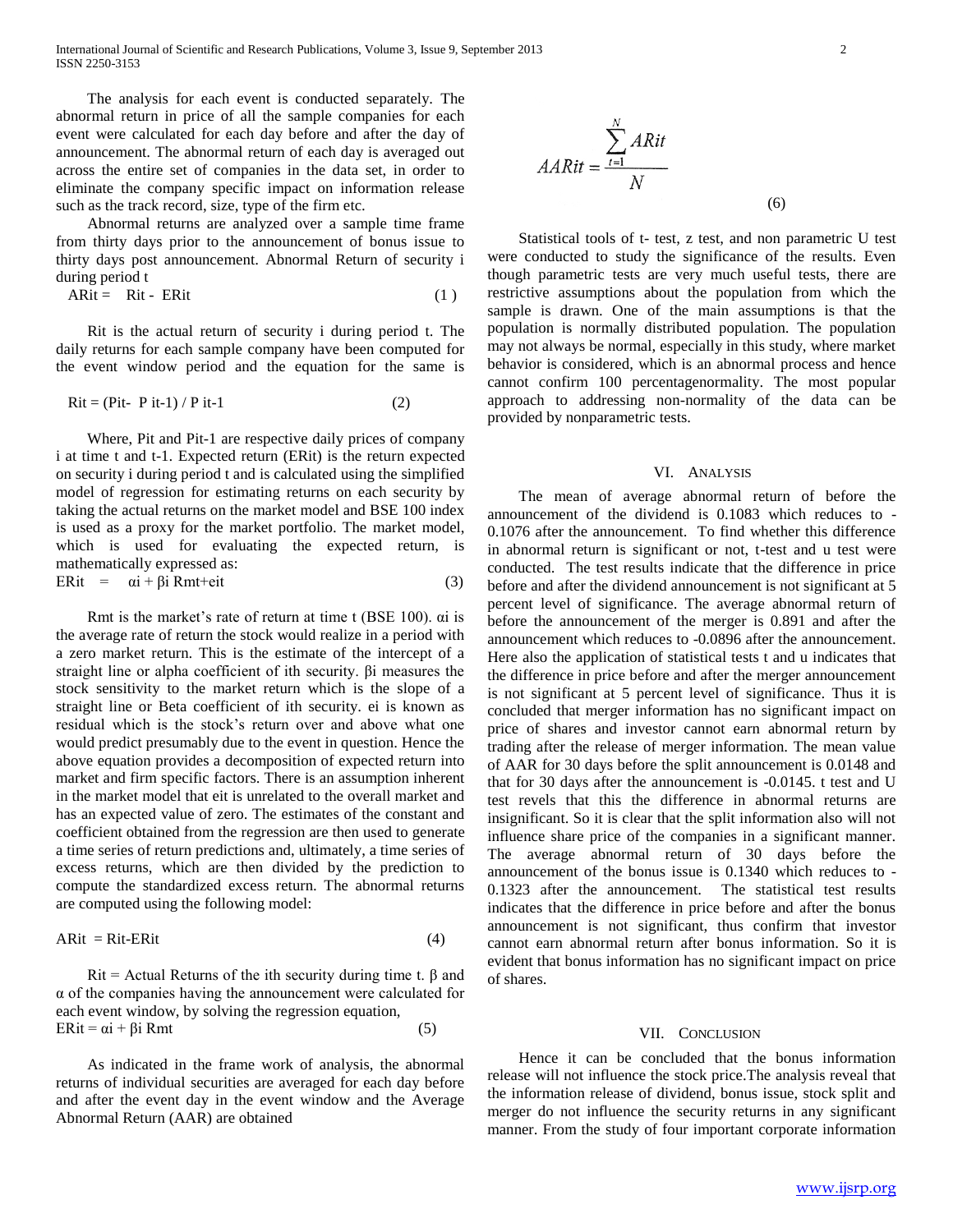The analysis for each event is conducted separately. The abnormal return in price of all the sample companies for each event were calculated for each day before and after the day of announcement. The abnormal return of each day is averaged out across the entire set of companies in the data set, in order to eliminate the company specific impact on information release such as the track record, size, type of the firm etc.

Abnormal returns are analyzed over a sample time frame from thirty days prior to the announcement of bonus issue to thirty days post announcement. Abnormal Return of security i during period t

$$AR_{it} = R_{it} - ER_{it} \tag{1}$$

$R_{it}$ is the actual return of security i during period t. The daily returns for each sample company have been computed for the event window period and the equation for the same is

$$R_{it} = (P_{it} - P_{it-1}) / P_{it-1} \tag{2}$$

Where, $P_{it}$ and $P_{it-1}$ are respective daily prices of company i at time t and t-1. Expected return ($ER_{it}$) is the return expected on security i during period t and is calculated using the simplified model of regression for estimating returns on each security by taking the actual returns on the market model and BSE 100 index is used as a proxy for the market portfolio. The market model, which is used for evaluating the expected return, is mathematically expressed as:

$$ER_{it} = \alpha_i + \beta_i R_{mt} + e_{it} \tag{3}$$

$R_{mt}$ is the market's rate of return at time t (BSE 100). $\alpha_i$ is the average rate of return the stock would realize in a period with a zero market return. This is the estimate of the intercept of a straight line or alpha coefficient of ith security. $\beta_i$ measures the stock sensitivity to the market return which is the slope of a straight line or Beta coefficient of ith security. $e_i$ is known as residual which is the stock's return over and above what one would predict presumably due to the event in question. Hence the above equation provides a decomposition of expected return into market and firm specific factors. There is an assumption inherent in the market model that $e_{it}$ is unrelated to the overall market and has an expected value of zero. The estimates of the constant and coefficient obtained from the regression are then used to generate a time series of return predictions and, ultimately, a time series of excess returns, which are then divided by the prediction to compute the standardized excess return. The abnormal returns are computed using the following model:

$$AR_{it} = R_{it} - ER_{it} \tag{4}$$

$R_{it}$ = Actual Returns of the ith security during time t. $\beta$ and $\alpha$ of the companies having the announcement were calculated for each event window, by solving the regression equation,

$$ER_{it} = \alpha_i + \beta_i R_{mt} \tag{5}$$

As indicated in the frame work of analysis, the abnormal returns of individual securities are averaged for each day before and after the event day in the event window and the Average Abnormal Return (AAR) are obtained

$$AAR_{it} = \frac{\sum_{t=1}^{N} AR_{it}}{N} \tag{6}$$

Statistical tools of t- test, z test, and non parametric U test were conducted to study the significance of the results. Even though parametric tests are very much useful tests, there are restrictive assumptions about the population from which the sample is drawn. One of the main assumptions is that the population is normally distributed population. The population may not always be normal, especially in this study, where market behavior is considered, which is an abnormal process and hence cannot confirm 100 percentagenormality. The most popular approach to addressing non-normality of the data can be provided by nonparametric tests.

## VI. Analysis

The mean of average abnormal return of before the announcement of the dividend is 0.1083 which reduces to -0.1076 after the announcement. To find whether this difference in abnormal return is significant or not, t-test and u test were conducted. The test results indicate that the difference in price before and after the dividend announcement is not significant at 5 percent level of significance. The average abnormal return of before the announcement of the merger is 0.891 and after the announcement which reduces to -0.0896 after the announcement. Here also the application of statistical tests t and u indicates that the difference in price before and after the merger announcement is not significant at 5 percent level of significance. Thus it is concluded that merger information has no significant impact on price of shares and investor cannot earn abnormal return by trading after the release of merger information. The mean value of AAR for 30 days before the split announcement is 0.0148 and that for 30 days after the announcement is -0.0145. t test and U test revels that this the difference in abnormal returns are insignificant. So it is clear that the split information also will not influence share price of the companies in a significant manner. The average abnormal return of 30 days before the announcement of the bonus issue is 0.1340 which reduces to -0.1323 after the announcement. The statistical test results indicates that the difference in price before and after the bonus announcement is not significant, thus confirm that investor cannot earn abnormal return after bonus information. So it is evident that bonus information has no significant impact on price of shares.

## VII. Conclusion

Hence it can be concluded that the bonus information release will not influence the stock price.The analysis reveal that the information release of dividend, bonus issue, stock split and merger do not influence the security returns in any significant manner. From the study of four important corporate information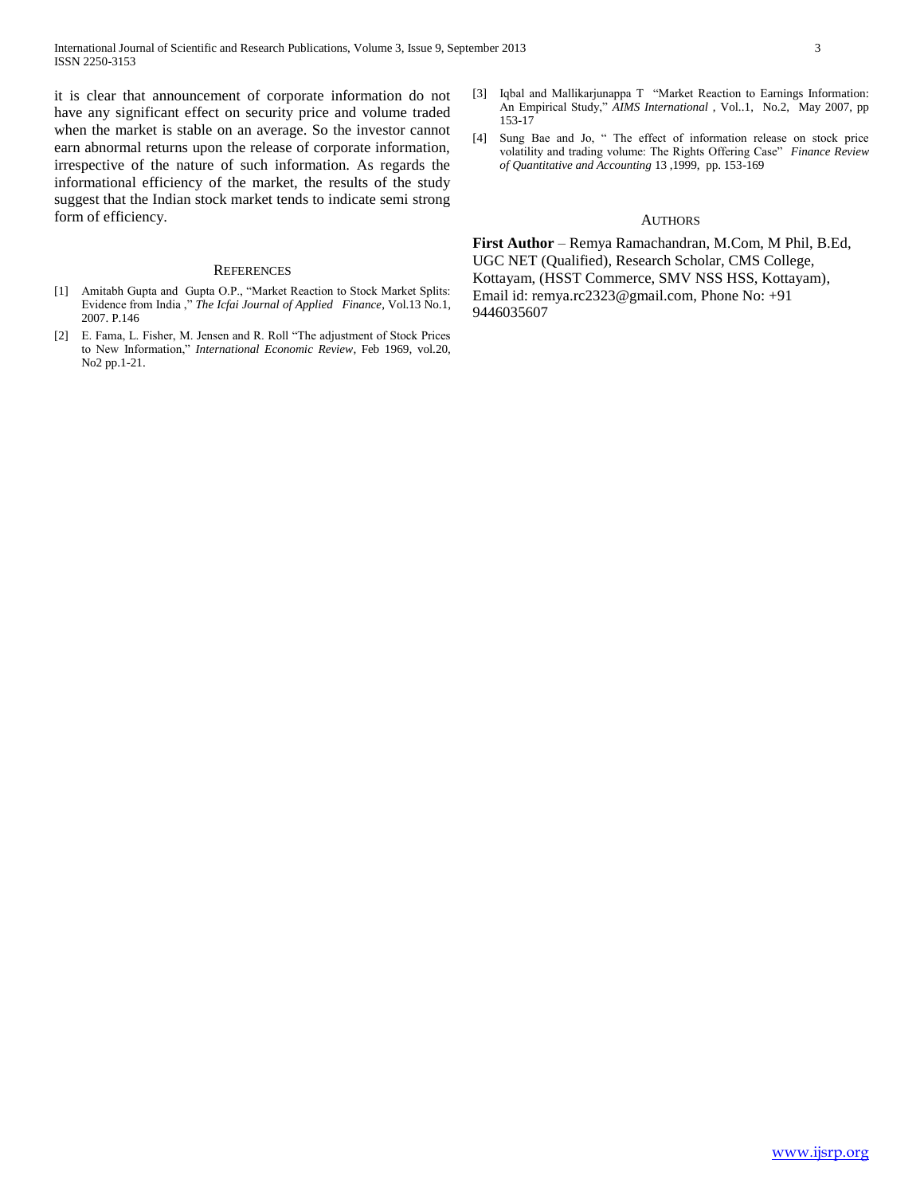it is clear that announcement of corporate information do not have any significant effect on security price and volume traded when the market is stable on an average. So the investor cannot earn abnormal returns upon the release of corporate information, irrespective of the nature of such information. As regards the informational efficiency of the market, the results of the study suggest that the Indian stock market tends to indicate semi strong form of efficiency.

## References

[1] Amitabh Gupta and Gupta O.P., "Market Reaction to Stock Market Splits: Evidence from India ," *The Icfai Journal of Applied Finance*, Vol.13 No.1, 2007. P.146

[2] E. Fama, L. Fisher, M. Jensen and R. Roll "The adjustment of Stock Prices to New Information," *International Economic Review*, Feb 1969, vol.20, No2 pp.1-21.

[3] Iqbal and Mallikarjunappa T "Market Reaction to Earnings Information: An Empirical Study," *AIMS International* , Vol..1, No.2, May 2007, pp 153-17

[4] Sung Bae and Jo, " The effect of information release on stock price volatility and trading volume: The Rights Offering Case" *Finance Review of Quantitative and Accounting* 13 ,1999, pp. 153-169

## Authors

**First Author** – Remya Ramachandran, M.Com, M Phil, B.Ed, UGC NET (Qualified), Research Scholar, CMS College, Kottayam, (HSST Commerce, SMV NSS HSS, Kottayam), Email id: remya.rc2323@gmail.com, Phone No: +91 9446035607